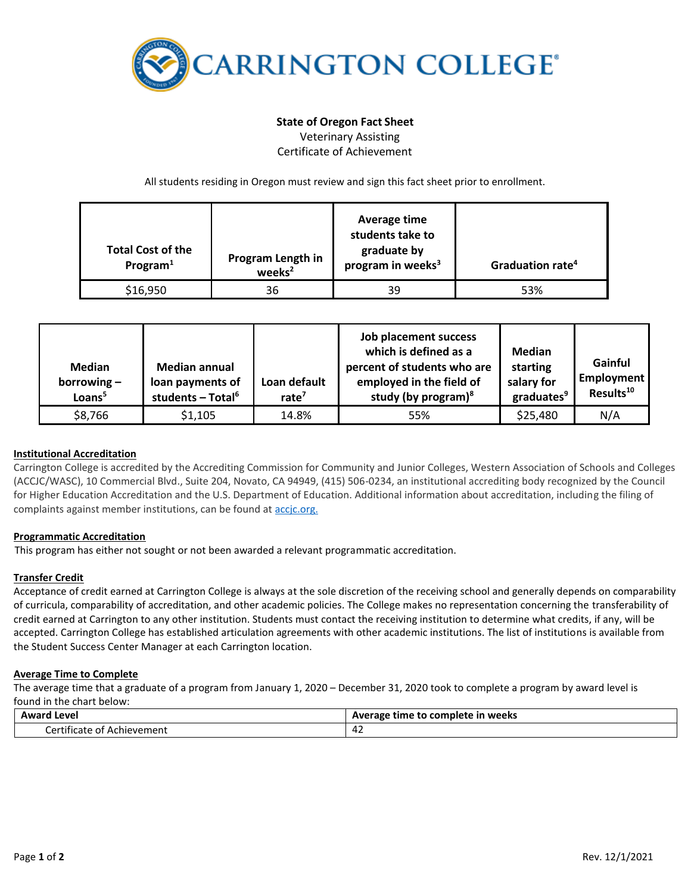**State of Oregon Fact Sheet**

Veterinary Assisting

Certificate of Achievement

All students residing in Oregon must review and sign this fact sheet prior to enrollment.

| Total Cost of the Program[1] | Program Length in weeks[2] | Average time students take to graduate by program in weeks[3] | Graduation rate[4] |
|---|---|---|---|
| $16,950 | 36 | 39 | 53% |

| Median borrowing – Loans[5] | Median annual loan payments of students – Total[6] | Loan default rate[7] | Job placement success which is defined as a percent of students who are employed in the field of study (by program)[8] | Median starting salary for graduates[9] | Gainful Employment Results[10] |
|---|---|---|---|---|---|
| $8,766 | $1,105 | 14.8% | 55% | $25,480 | N/A |

**Institutional Accreditation**

Carrington College is accredited by the Accrediting Commission for Community and Junior Colleges, Western Association of Schools and Colleges (ACCJC/WASC), 10 Commercial Blvd., Suite 204, Novato, CA 94949, (415) 506-0234, an institutional accrediting body recognized by the Council for Higher Education Accreditation and the U.S. Department of Education. Additional information about accreditation, including the filing of complaints against member institutions, can be found at accjc.org.

**Programmatic Accreditation**

This program has either not sought or not been awarded a relevant programmatic accreditation.

**Transfer Credit**

Acceptance of credit earned at Carrington College is always at the sole discretion of the receiving school and generally depends on comparability of curricula, comparability of accreditation, and other academic policies. The College makes no representation concerning the transferability of credit earned at Carrington to any other institution. Students must contact the receiving institution to determine what credits, if any, will be accepted. Carrington College has established articulation agreements with other academic institutions. The list of institutions is available from the Student Success Center Manager at each Carrington location.

**Average Time to Complete**

The average time that a graduate of a program from January 1, 2020 – December 31, 2020 took to complete a program by award level is found in the chart below:

| Award Level | Average time to complete in weeks |
|---|---|
| Certificate of Achievement | 42 |

Rev. 12/1/2021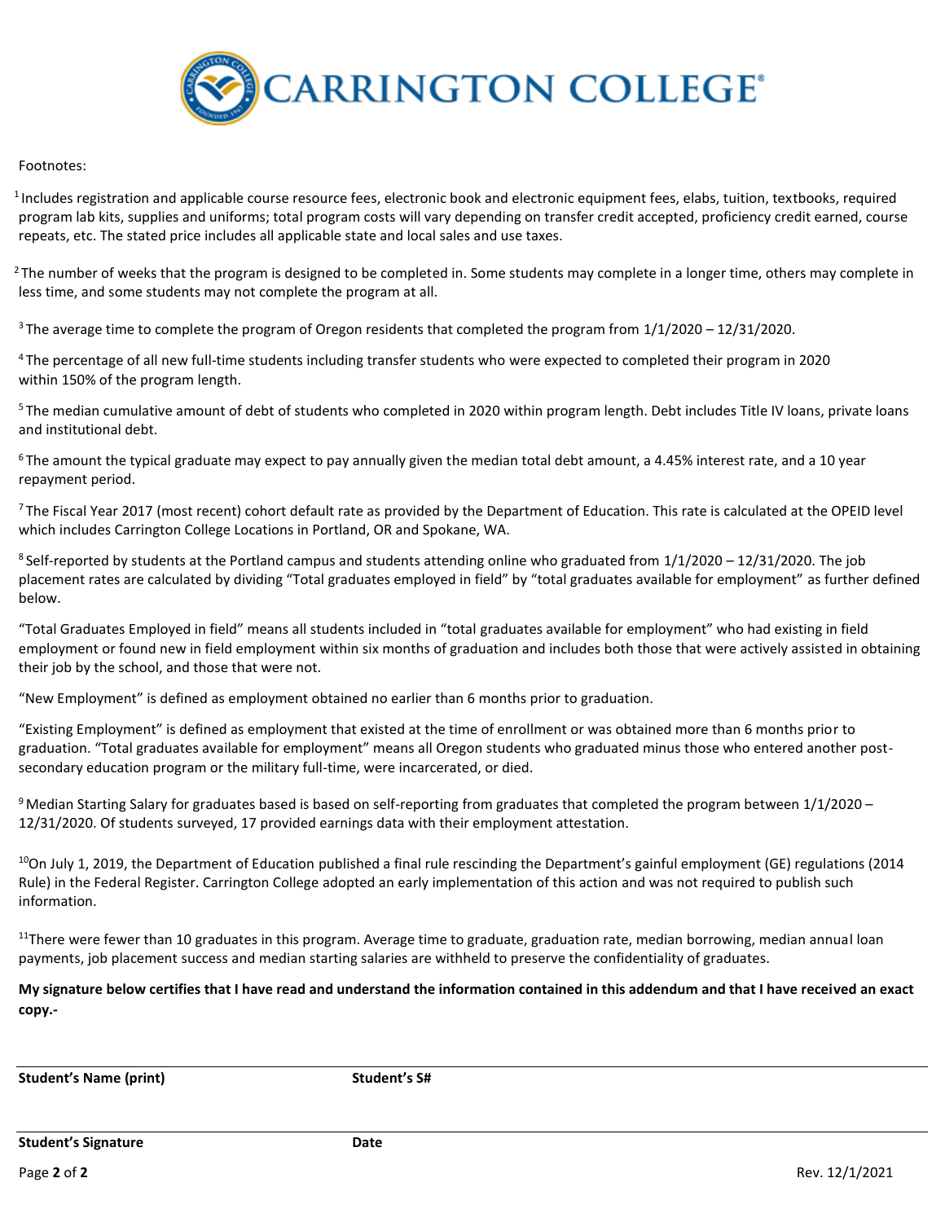# CARRINGTON COLLEGE

Footnotes:

[1] Includes registration and applicable course resource fees, electronic book and electronic equipment fees, elabs, tuition, textbooks, required program lab kits, supplies and uniforms; total program costs will vary depending on transfer credit accepted, proficiency credit earned, course repeats, etc. The stated price includes all applicable state and local sales and use taxes.

[2] The number of weeks that the program is designed to be completed in. Some students may complete in a longer time, others may complete in less time, and some students may not complete the program at all.

[3] The average time to complete the program of Oregon residents that completed the program from 1/1/2020 – 12/31/2020.

[4] The percentage of all new full-time students including transfer students who were expected to completed their program in 2020 within 150% of the program length.

[5] The median cumulative amount of debt of students who completed in 2020 within program length. Debt includes Title IV loans, private loans and institutional debt.

[6] The amount the typical graduate may expect to pay annually given the median total debt amount, a 4.45% interest rate, and a 10 year repayment period.

[7] The Fiscal Year 2017 (most recent) cohort default rate as provided by the Department of Education. This rate is calculated at the OPEID level which includes Carrington College Locations in Portland, OR and Spokane, WA.

[8] Self-reported by students at the Portland campus and students attending online who graduated from 1/1/2020 – 12/31/2020. The job placement rates are calculated by dividing "Total graduates employed in field" by "total graduates available for employment" as further defined below.

"Total Graduates Employed in field" means all students included in "total graduates available for employment" who had existing in field employment or found new in field employment within six months of graduation and includes both those that were actively assisted in obtaining their job by the school, and those that were not.

"New Employment" is defined as employment obtained no earlier than 6 months prior to graduation.

"Existing Employment" is defined as employment that existed at the time of enrollment or was obtained more than 6 months prior to graduation. "Total graduates available for employment" means all Oregon students who graduated minus those who entered another post-secondary education program or the military full-time, were incarcerated, or died.

[9] Median Starting Salary for graduates based is based on self-reporting from graduates that completed the program between 1/1/2020 – 12/31/2020. Of students surveyed, 17 provided earnings data with their employment attestation.

[10] On July 1, 2019, the Department of Education published a final rule rescinding the Department's gainful employment (GE) regulations (2014 Rule) in the Federal Register. Carrington College adopted an early implementation of this action and was not required to publish such information.

[11] There were fewer than 10 graduates in this program. Average time to graduate, graduation rate, median borrowing, median annual loan payments, job placement success and median starting salaries are withheld to preserve the confidentiality of graduates.

**My signature below certifies that I have read and understand the information contained in this addendum and that I have received an exact copy.-**

**Student's Name (print)** **Student's S#**

**Student's Signature** **Date**

Rev. 12/1/2021